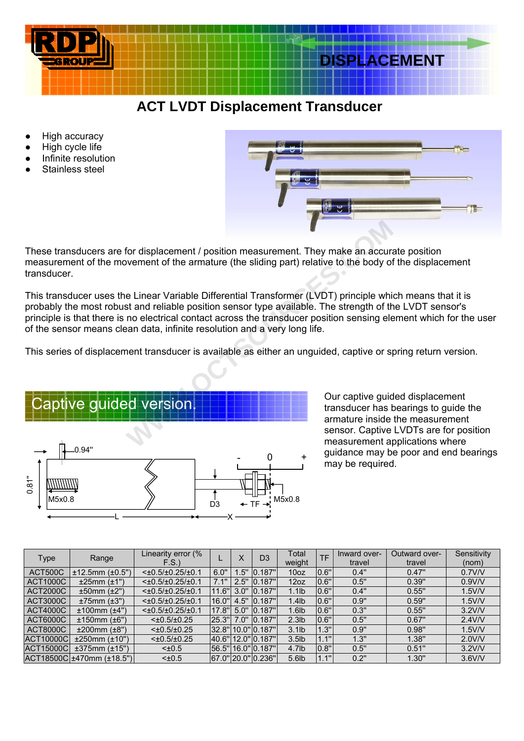DISPLACEMENT

# ACT LVDT Displacement Transducer

- High accuracy
- High cycle life
- Infinite resolution
- Stainless steel

These transducers are for displacement / position measurement. They make an accurate position measurement of the movement of the armature (the sliding part) relative to the body of the displacement transducer.

This transducer uses the Linear Variable Differential Transformer (LVDT) principle which means that it is probably the most robust and reliable position sensor type available. The strength of the LVDT sensor's principle is that there is no electrical contact across the transducer position sensing element which for the user of the sensor means clean data, infinite resolution and a very long life.

This series of displacement transducer is available as either an unguided, captive or spring return version.

## Captive guided version.

Our captive guided displacement transducer has bearings to guide the armature inside the measurement sensor. Captive LVDTs are for position measurement applications where guidance may be poor and end bearings may be required.

0.94" 0.81" M5x0.8 L D3 - 0 + TF M5x0.8 X

| Type | Range | Linearity error (% F.S.) | L | X | D3 | Total weight | TF | Inward over-travel | Outward over-travel | Sensitivity (nom) |
|---|---|---|---|---|---|---|---|---|---|---|
| ACT500C | ±12.5mm (±0.5") | <±0.5/±0.25/±0.1 | 6.0" | 1.5" | 0.187" | 10oz | 0.6" | 0.4" | 0.47" | 0.7V/V |
| ACT1000C | ±25mm (±1") | <±0.5/±0.25/±0.1 | 7.1" | 2.5" | 0.187" | 12oz | 0.6" | 0.5" | 0.39" | 0.9V/V |
| ACT2000C | ±50mm (±2") | <±0.5/±0.25/±0.1 | 11.6" | 3.0" | 0.187" | 1.1lb | 0.6" | 0.4" | 0.55" | 1.5V/V |
| ACT3000C | ±75mm (±3") | <±0.5/±0.25/±0.1 | 16.0" | 4.5" | 0.187" | 1.4lb | 0.6" | 0.9" | 0.59" | 1.5V/V |
| ACT4000C | ±100mm (±4") | <±0.5/±0.25/±0.1 | 17.8" | 5.0" | 0.187" | 1.6lb | 0.6" | 0.3" | 0.55" | 3.2V/V |
| ACT6000C | ±150mm (±6") | <±0.5/±0.25 | 25.3" | 7.0" | 0.187" | 2.3lb | 0.6" | 0.5" | 0.67" | 2.4V/V |
| ACT8000C | ±200mm (±8") | <±0.5/±0.25 | 32.8" | 10.0" | 0.187" | 3.1lb | 1.3" | 0.9" | 0.98" | 1.5V/V |
| ACT10000C | ±250mm (±10") | <±0.5/±0.25 | 40.6" | 12.0" | 0.187" | 3.5lb | 1.1" | 1.3" | 1.38" | 2.0V/V |
| ACT15000C | ±375mm (±15") | <±0.5 | 56.5" | 16.0" | 0.187" | 4.7lb | 0.8" | 0.5" | 0.51" | 3.2V/V |
| ACT18500C | ±470mm (±18.5") | <±0.5 | 67.0" | 20.0" | 0.236" | 5.6lb | 1.1" | 0.2" | 1.30" | 3.6V/V |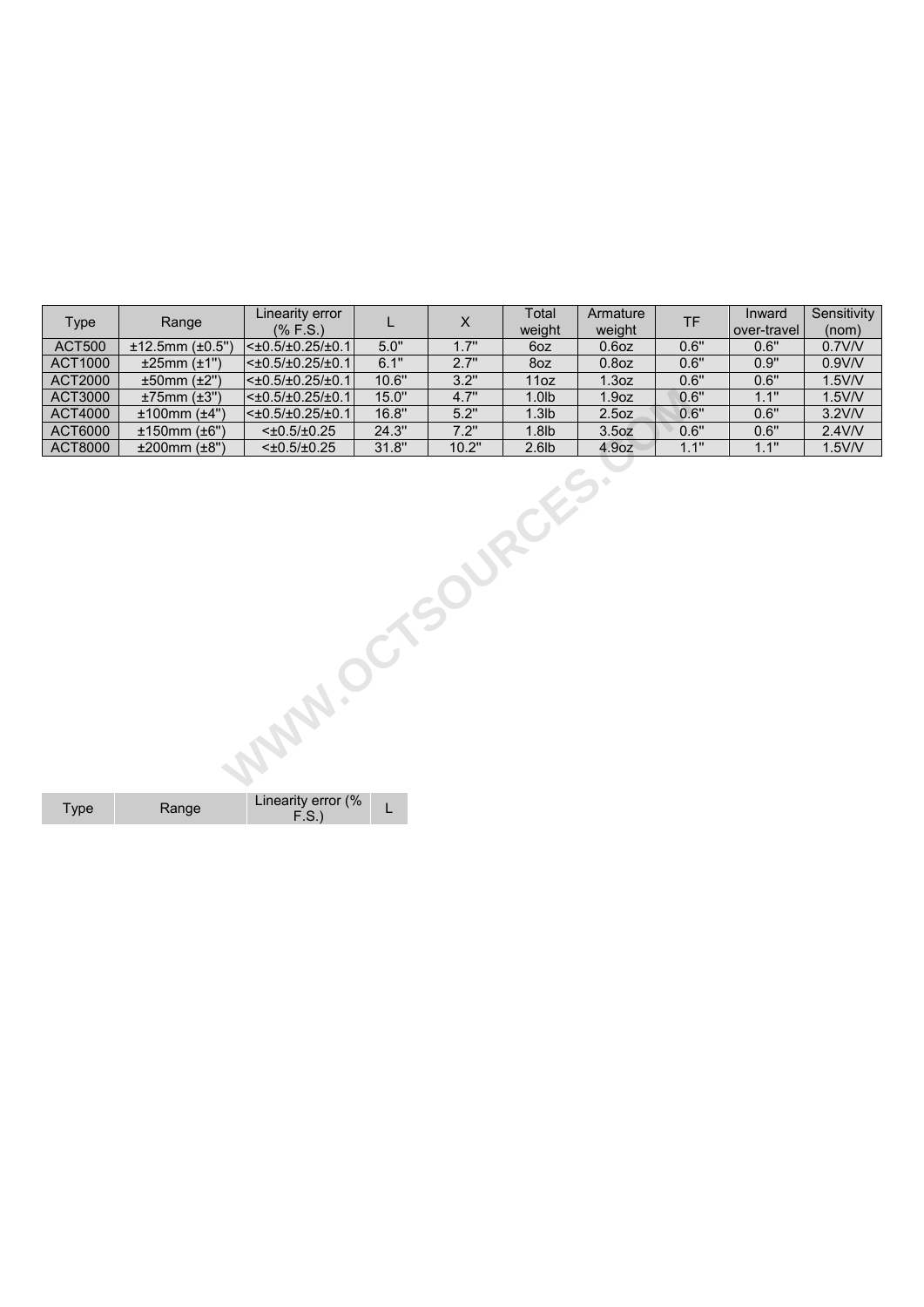| Type | Range | Linearity error (% F.S.) | L | X | Total weight | Armature weight | TF | Inward over-travel | Sensitivity (nom) |
|---|---|---|---|---|---|---|---|---|---|
| ACT500 | ±12.5mm (±0.5") | <±0.5/±0.25/±0.1 | 5.0" | 1.7" | 6oz | 0.6oz | 0.6" | 0.6" | 0.7V/V |
| ACT1000 | ±25mm (±1") | <±0.5/±0.25/±0.1 | 6.1" | 2.7" | 8oz | 0.8oz | 0.6" | 0.9" | 0.9V/V |
| ACT2000 | ±50mm (±2") | <±0.5/±0.25/±0.1 | 10.6" | 3.2" | 11oz | 1.3oz | 0.6" | 0.6" | 1.5V/V |
| ACT3000 | ±75mm (±3") | <±0.5/±0.25/±0.1 | 15.0" | 4.7" | 1.0lb | 1.9oz | 0.6" | 1.1" | 1.5V/V |
| ACT4000 | ±100mm (±4") | <±0.5/±0.25/±0.1 | 16.8" | 5.2" | 1.3lb | 2.5oz | 0.6" | 0.6" | 3.2V/V |
| ACT6000 | ±150mm (±6") | <±0.5/±0.25 | 24.3" | 7.2" | 1.8lb | 3.5oz | 0.6" | 0.6" | 2.4V/V |
| ACT8000 | ±200mm (±8") | <±0.5/±0.25 | 31.8" | 10.2" | 2.6lb | 4.9oz | 1.1" | 1.1" | 1.5V/V |

| Type | Range | Linearity error (% F.S.) | L |
|---|---|---|---|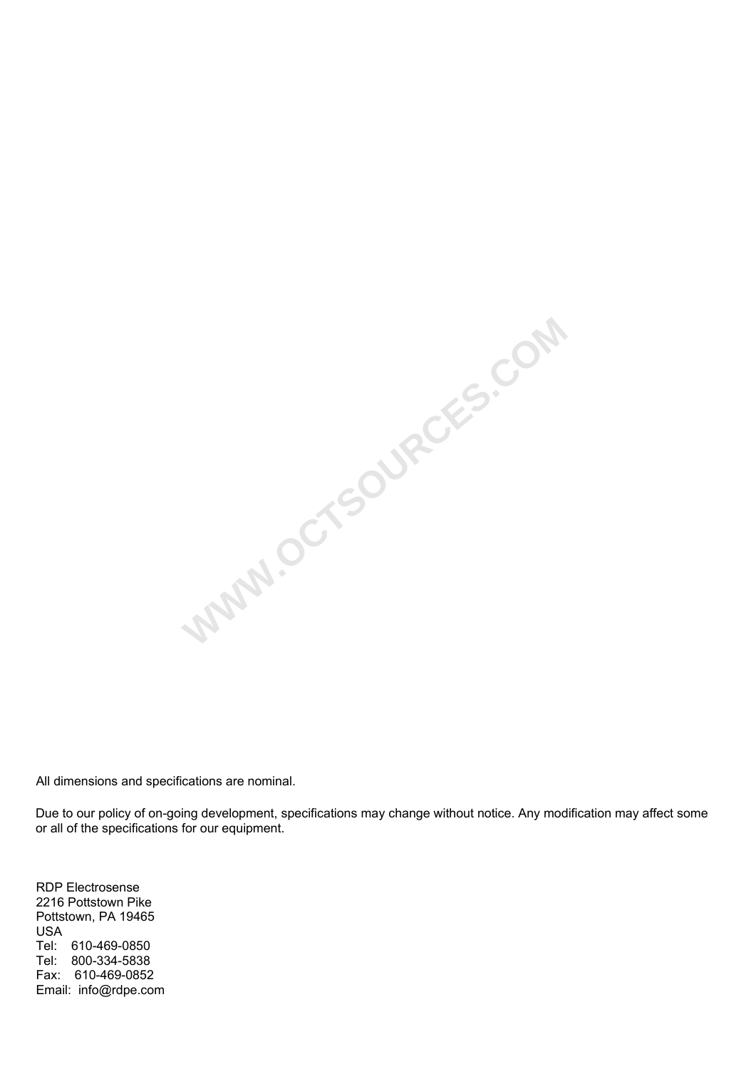All dimensions and specifications are nominal.

Due to our policy of on-going development, specifications may change without notice. Any modification may affect some or all of the specifications for our equipment.

RDP Electrosense  
2216 Pottstown Pike  
Pottstown, PA 19465  
USA  
Tel: 610-469-0850  
Tel: 800-334-5838  
Fax: 610-469-0852  
Email: info@rdpe.com